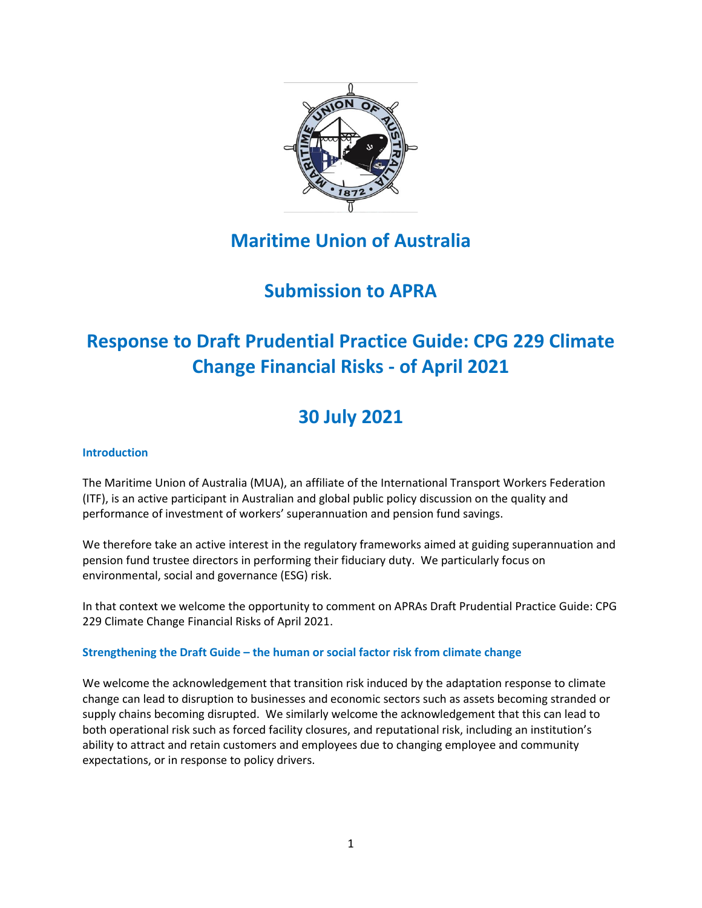# Maritime Union of Australia

# Submission to APRA

# Response to Draft Prudential Practice Guide: CPG 229 Climate Change Financial Risks - of April 2021

# 30 July 2021

## Introduction

The Maritime Union of Australia (MUA), an affiliate of the International Transport Workers Federation (ITF), is an active participant in Australian and global public policy discussion on the quality and performance of investment of workers' superannuation and pension fund savings.

We therefore take an active interest in the regulatory frameworks aimed at guiding superannuation and pension fund trustee directors in performing their fiduciary duty. We particularly focus on environmental, social and governance (ESG) risk.

In that context we welcome the opportunity to comment on APRAs Draft Prudential Practice Guide: CPG 229 Climate Change Financial Risks of April 2021.

## Strengthening the Draft Guide – the human or social factor risk from climate change

We welcome the acknowledgement that transition risk induced by the adaptation response to climate change can lead to disruption to businesses and economic sectors such as assets becoming stranded or supply chains becoming disrupted. We similarly welcome the acknowledgement that this can lead to both operational risk such as forced facility closures, and reputational risk, including an institution's ability to attract and retain customers and employees due to changing employee and community expectations, or in response to policy drivers.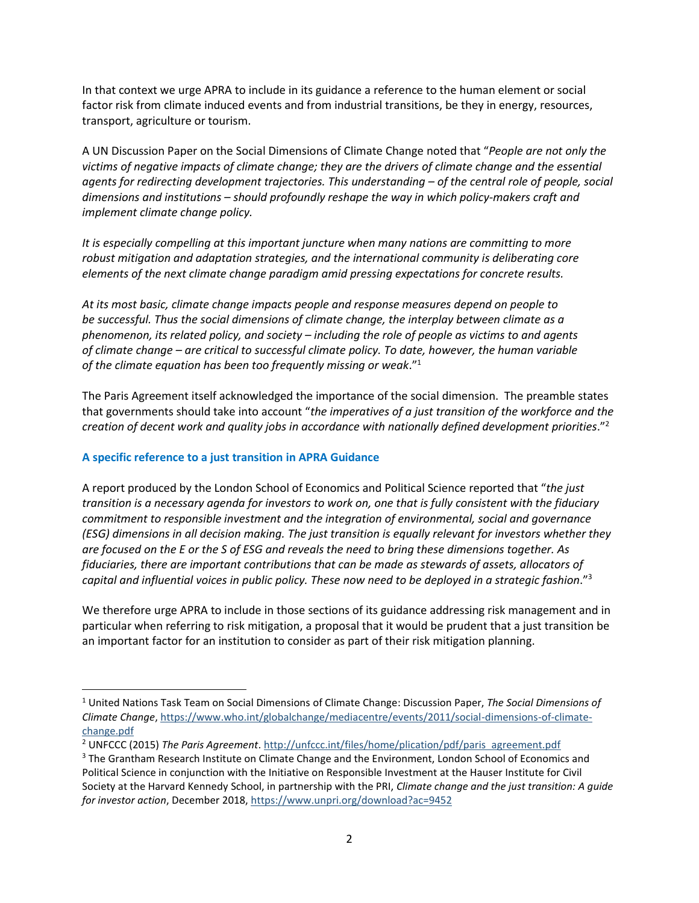In that context we urge APRA to include in its guidance a reference to the human element or social factor risk from climate induced events and from industrial transitions, be they in energy, resources, transport, agriculture or tourism.

A UN Discussion Paper on the Social Dimensions of Climate Change noted that "*People are not only the victims of negative impacts of climate change; they are the drivers of climate change and the essential agents for redirecting development trajectories. This understanding – of the central role of people, social dimensions and institutions – should profoundly reshape the way in which policy-makers craft and implement climate change policy.*

*It is especially compelling at this important juncture when many nations are committing to more robust mitigation and adaptation strategies, and the international community is deliberating core elements of the next climate change paradigm amid pressing expectations for concrete results.*

*At its most basic, climate change impacts people and response measures depend on people to be successful. Thus the social dimensions of climate change, the interplay between climate as a phenomenon, its related policy, and society – including the role of people as victims to and agents of climate change – are critical to successful climate policy. To date, however, the human variable of the climate equation has been too frequently missing or weak*."[1]

The Paris Agreement itself acknowledged the importance of the social dimension. The preamble states that governments should take into account "*the imperatives of a just transition of the workforce and the creation of decent work and quality jobs in accordance with nationally defined development priorities*."[2]

### A specific reference to a just transition in APRA Guidance

A report produced by the London School of Economics and Political Science reported that "*the just transition is a necessary agenda for investors to work on, one that is fully consistent with the fiduciary commitment to responsible investment and the integration of environmental, social and governance (ESG) dimensions in all decision making. The just transition is equally relevant for investors whether they are focused on the E or the S of ESG and reveals the need to bring these dimensions together. As fiduciaries, there are important contributions that can be made as stewards of assets, allocators of capital and influential voices in public policy. These now need to be deployed in a strategic fashion*."[3]

We therefore urge APRA to include in those sections of its guidance addressing risk management and in particular when referring to risk mitigation, a proposal that it would be prudent that a just transition be an important factor for an institution to consider as part of their risk mitigation planning.

---

[1] United Nations Task Team on Social Dimensions of Climate Change: Discussion Paper, *The Social Dimensions of Climate Change*, https://www.who.int/globalchange/mediacentre/events/2011/social-dimensions-of-climate-change.pdf

[2] UNFCCC (2015) *The Paris Agreement*. http://unfccc.int/files/home/plication/pdf/paris_agreement.pdf

[3] The Grantham Research Institute on Climate Change and the Environment, London School of Economics and Political Science in conjunction with the Initiative on Responsible Investment at the Hauser Institute for Civil Society at the Harvard Kennedy School, in partnership with the PRI, *Climate change and the just transition: A guide for investor action*, December 2018, https://www.unpri.org/download?ac=9452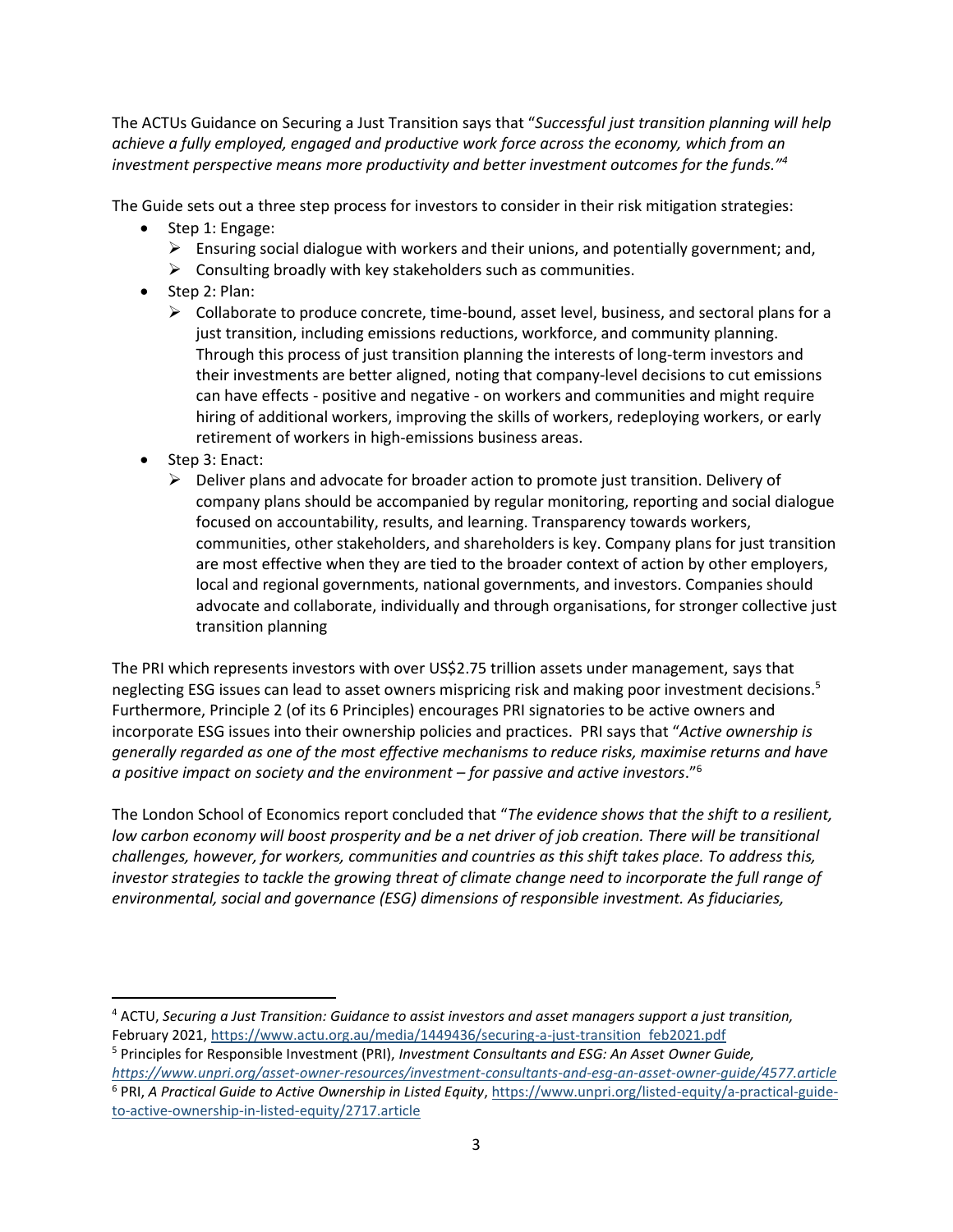The ACTUs Guidance on Securing a Just Transition says that "*Successful just transition planning will help achieve a fully employed, engaged and productive work force across the economy, which from an investment perspective means more productivity and better investment outcomes for the funds."*[4]

The Guide sets out a three step process for investors to consider in their risk mitigation strategies:

- Step 1: Engage:
  - Ensuring social dialogue with workers and their unions, and potentially government; and,
  - Consulting broadly with key stakeholders such as communities.
- Step 2: Plan:
  - Collaborate to produce concrete, time-bound, asset level, business, and sectoral plans for a just transition, including emissions reductions, workforce, and community planning. Through this process of just transition planning the interests of long-term investors and their investments are better aligned, noting that company-level decisions to cut emissions can have effects - positive and negative - on workers and communities and might require hiring of additional workers, improving the skills of workers, redeploying workers, or early retirement of workers in high-emissions business areas.
- Step 3: Enact:
  - Deliver plans and advocate for broader action to promote just transition. Delivery of company plans should be accompanied by regular monitoring, reporting and social dialogue focused on accountability, results, and learning. Transparency towards workers, communities, other stakeholders, and shareholders is key. Company plans for just transition are most effective when they are tied to the broader context of action by other employers, local and regional governments, national governments, and investors. Companies should advocate and collaborate, individually and through organisations, for stronger collective just transition planning

The PRI which represents investors with over US$2.75 trillion assets under management, says that neglecting ESG issues can lead to asset owners mispricing risk and making poor investment decisions.[5] Furthermore, Principle 2 (of its 6 Principles) encourages PRI signatories to be active owners and incorporate ESG issues into their ownership policies and practices. PRI says that "*Active ownership is generally regarded as one of the most effective mechanisms to reduce risks, maximise returns and have a positive impact on society and the environment – for passive and active investors*."[6]

The London School of Economics report concluded that "*The evidence shows that the shift to a resilient, low carbon economy will boost prosperity and be a net driver of job creation. There will be transitional challenges, however, for workers, communities and countries as this shift takes place. To address this, investor strategies to tackle the growing threat of climate change need to incorporate the full range of environmental, social and governance (ESG) dimensions of responsible investment. As fiduciaries,*

---

[4] ACTU, *Securing a Just Transition: Guidance to assist investors and asset managers support a just transition,* February 2021, https://www.actu.org.au/media/1449436/securing-a-just-transition_feb2021.pdf

[5] Principles for Responsible Investment (PRI), *Investment Consultants and ESG: An Asset Owner Guide,* *https://www.unpri.org/asset-owner-resources/investment-consultants-and-esg-an-asset-owner-guide/4577.article*

[6] PRI, *A Practical Guide to Active Ownership in Listed Equity*, https://www.unpri.org/listed-equity/a-practical-guide-to-active-ownership-in-listed-equity/2717.article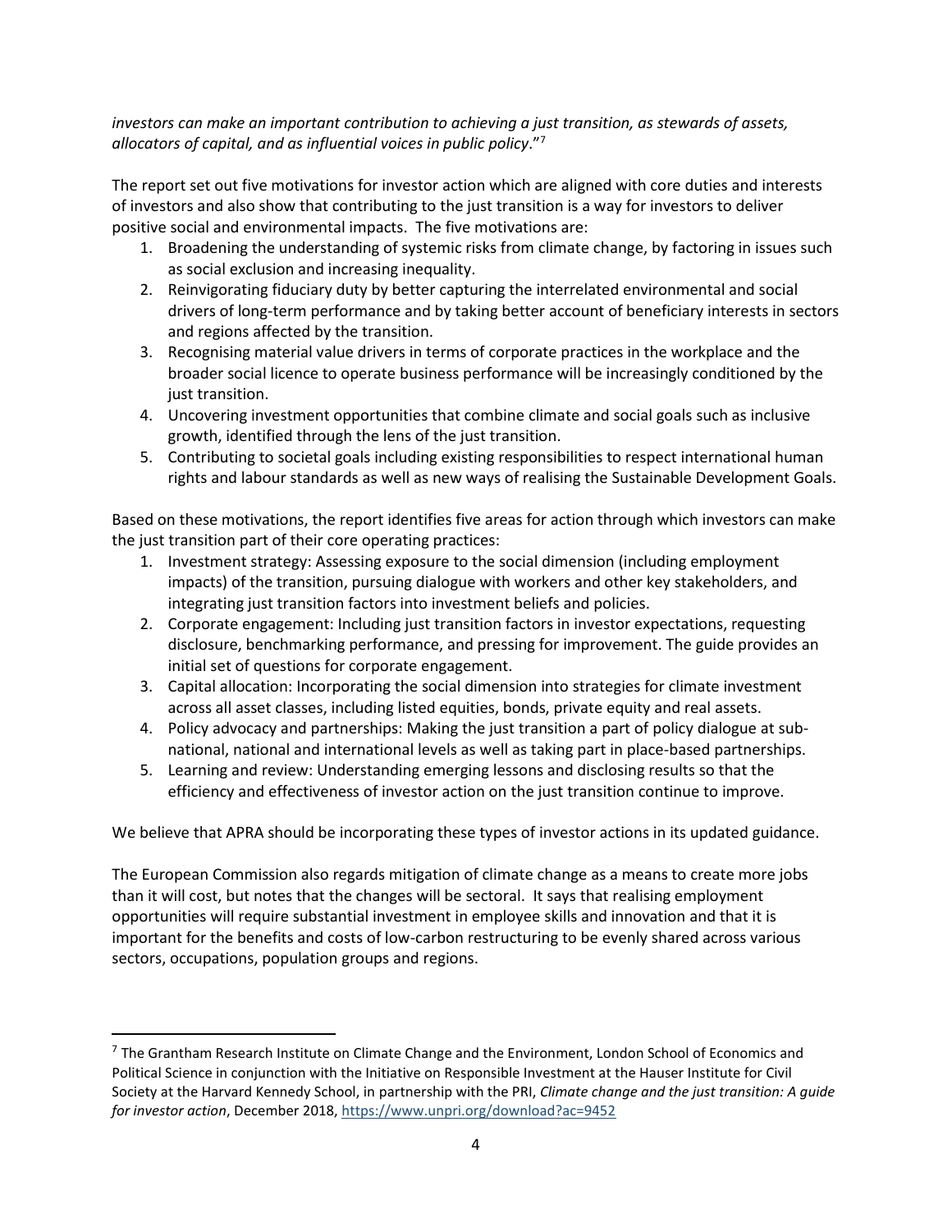*investors can make an important contribution to achieving a just transition, as stewards of assets, allocators of capital, and as influential voices in public policy*."[7]

The report set out five motivations for investor action which are aligned with core duties and interests of investors and also show that contributing to the just transition is a way for investors to deliver positive social and environmental impacts. The five motivations are:

1. Broadening the understanding of systemic risks from climate change, by factoring in issues such as social exclusion and increasing inequality.
2. Reinvigorating fiduciary duty by better capturing the interrelated environmental and social drivers of long-term performance and by taking better account of beneficiary interests in sectors and regions affected by the transition.
3. Recognising material value drivers in terms of corporate practices in the workplace and the broader social licence to operate business performance will be increasingly conditioned by the just transition.
4. Uncovering investment opportunities that combine climate and social goals such as inclusive growth, identified through the lens of the just transition.
5. Contributing to societal goals including existing responsibilities to respect international human rights and labour standards as well as new ways of realising the Sustainable Development Goals.

Based on these motivations, the report identifies five areas for action through which investors can make the just transition part of their core operating practices:

1. Investment strategy: Assessing exposure to the social dimension (including employment impacts) of the transition, pursuing dialogue with workers and other key stakeholders, and integrating just transition factors into investment beliefs and policies.
2. Corporate engagement: Including just transition factors in investor expectations, requesting disclosure, benchmarking performance, and pressing for improvement. The guide provides an initial set of questions for corporate engagement.
3. Capital allocation: Incorporating the social dimension into strategies for climate investment across all asset classes, including listed equities, bonds, private equity and real assets.
4. Policy advocacy and partnerships: Making the just transition a part of policy dialogue at sub-national, national and international levels as well as taking part in place-based partnerships.
5. Learning and review: Understanding emerging lessons and disclosing results so that the efficiency and effectiveness of investor action on the just transition continue to improve.

We believe that APRA should be incorporating these types of investor actions in its updated guidance.

The European Commission also regards mitigation of climate change as a means to create more jobs than it will cost, but notes that the changes will be sectoral. It says that realising employment opportunities will require substantial investment in employee skills and innovation and that it is important for the benefits and costs of low-carbon restructuring to be evenly shared across various sectors, occupations, population groups and regions.

---

[7] The Grantham Research Institute on Climate Change and the Environment, London School of Economics and Political Science in conjunction with the Initiative on Responsible Investment at the Hauser Institute for Civil Society at the Harvard Kennedy School, in partnership with the PRI, *Climate change and the just transition: A guide for investor action*, December 2018, https://www.unpri.org/download?ac=9452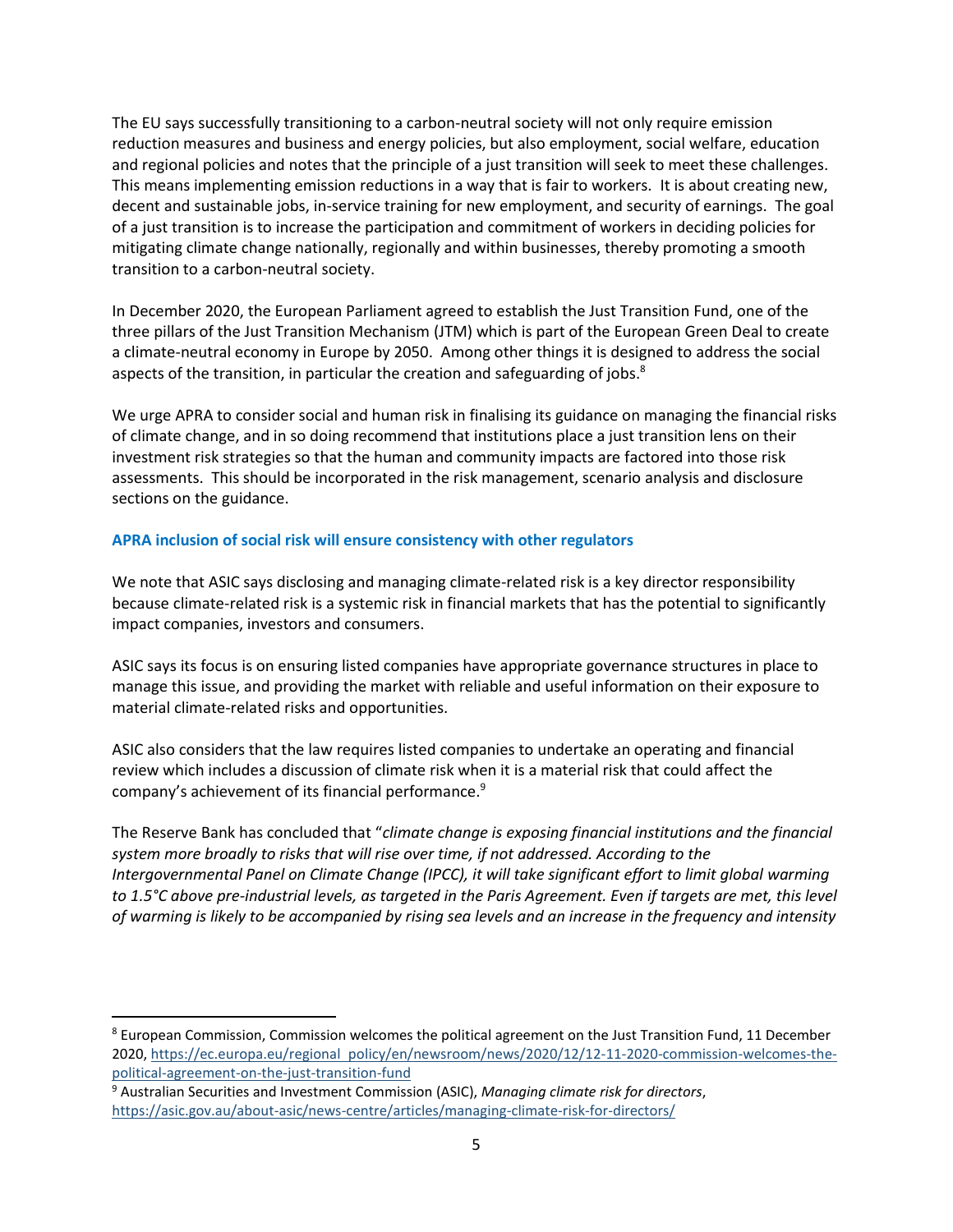The EU says successfully transitioning to a carbon-neutral society will not only require emission reduction measures and business and energy policies, but also employment, social welfare, education and regional policies and notes that the principle of a just transition will seek to meet these challenges. This means implementing emission reductions in a way that is fair to workers. It is about creating new, decent and sustainable jobs, in-service training for new employment, and security of earnings. The goal of a just transition is to increase the participation and commitment of workers in deciding policies for mitigating climate change nationally, regionally and within businesses, thereby promoting a smooth transition to a carbon-neutral society.

In December 2020, the European Parliament agreed to establish the Just Transition Fund, one of the three pillars of the Just Transition Mechanism (JTM) which is part of the European Green Deal to create a climate-neutral economy in Europe by 2050. Among other things it is designed to address the social aspects of the transition, in particular the creation and safeguarding of jobs.[8]

We urge APRA to consider social and human risk in finalising its guidance on managing the financial risks of climate change, and in so doing recommend that institutions place a just transition lens on their investment risk strategies so that the human and community impacts are factored into those risk assessments. This should be incorporated in the risk management, scenario analysis and disclosure sections on the guidance.

### APRA inclusion of social risk will ensure consistency with other regulators

We note that ASIC says disclosing and managing climate-related risk is a key director responsibility because climate-related risk is a systemic risk in financial markets that has the potential to significantly impact companies, investors and consumers.

ASIC says its focus is on ensuring listed companies have appropriate governance structures in place to manage this issue, and providing the market with reliable and useful information on their exposure to material climate-related risks and opportunities.

ASIC also considers that the law requires listed companies to undertake an operating and financial review which includes a discussion of climate risk when it is a material risk that could affect the company's achievement of its financial performance.[9]

The Reserve Bank has concluded that "*climate change is exposing financial institutions and the financial system more broadly to risks that will rise over time, if not addressed. According to the Intergovernmental Panel on Climate Change (IPCC), it will take significant effort to limit global warming to 1.5°C above pre-industrial levels, as targeted in the Paris Agreement. Even if targets are met, this level of warming is likely to be accompanied by rising sea levels and an increase in the frequency and intensity*

---

[8] European Commission, Commission welcomes the political agreement on the Just Transition Fund, 11 December 2020, https://ec.europa.eu/regional_policy/en/newsroom/news/2020/12/12-11-2020-commission-welcomes-the-political-agreement-on-the-just-transition-fund

[9] Australian Securities and Investment Commission (ASIC), *Managing climate risk for directors*, https://asic.gov.au/about-asic/news-centre/articles/managing-climate-risk-for-directors/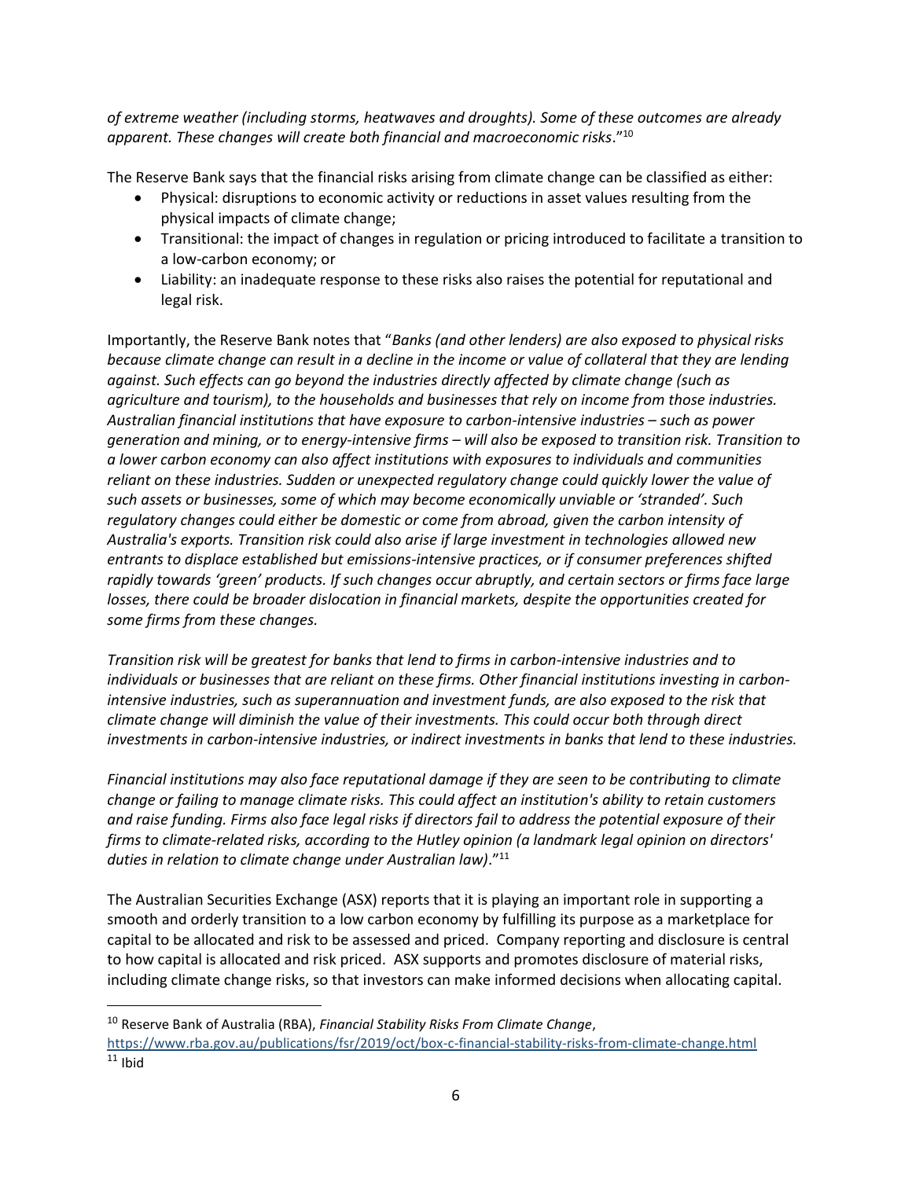*of extreme weather (including storms, heatwaves and droughts). Some of these outcomes are already apparent. These changes will create both financial and macroeconomic risks*."[10]

The Reserve Bank says that the financial risks arising from climate change can be classified as either:

- Physical: disruptions to economic activity or reductions in asset values resulting from the physical impacts of climate change;
- Transitional: the impact of changes in regulation or pricing introduced to facilitate a transition to a low-carbon economy; or
- Liability: an inadequate response to these risks also raises the potential for reputational and legal risk.

Importantly, the Reserve Bank notes that "*Banks (and other lenders) are also exposed to physical risks because climate change can result in a decline in the income or value of collateral that they are lending against. Such effects can go beyond the industries directly affected by climate change (such as agriculture and tourism), to the households and businesses that rely on income from those industries. Australian financial institutions that have exposure to carbon-intensive industries – such as power generation and mining, or to energy-intensive firms – will also be exposed to transition risk. Transition to a lower carbon economy can also affect institutions with exposures to individuals and communities reliant on these industries. Sudden or unexpected regulatory change could quickly lower the value of such assets or businesses, some of which may become economically unviable or 'stranded'. Such regulatory changes could either be domestic or come from abroad, given the carbon intensity of Australia's exports. Transition risk could also arise if large investment in technologies allowed new entrants to displace established but emissions-intensive practices, or if consumer preferences shifted rapidly towards 'green' products. If such changes occur abruptly, and certain sectors or firms face large losses, there could be broader dislocation in financial markets, despite the opportunities created for some firms from these changes.*

*Transition risk will be greatest for banks that lend to firms in carbon-intensive industries and to individuals or businesses that are reliant on these firms. Other financial institutions investing in carbon-intensive industries, such as superannuation and investment funds, are also exposed to the risk that climate change will diminish the value of their investments. This could occur both through direct investments in carbon-intensive industries, or indirect investments in banks that lend to these industries.*

*Financial institutions may also face reputational damage if they are seen to be contributing to climate change or failing to manage climate risks. This could affect an institution's ability to retain customers and raise funding. Firms also face legal risks if directors fail to address the potential exposure of their firms to climate-related risks, according to the Hutley opinion (a landmark legal opinion on directors' duties in relation to climate change under Australian law)*."[11]

The Australian Securities Exchange (ASX) reports that it is playing an important role in supporting a smooth and orderly transition to a low carbon economy by fulfilling its purpose as a marketplace for capital to be allocated and risk to be assessed and priced. Company reporting and disclosure is central to how capital is allocated and risk priced. ASX supports and promotes disclosure of material risks, including climate change risks, so that investors can make informed decisions when allocating capital.

---

[10] Reserve Bank of Australia (RBA), *Financial Stability Risks From Climate Change*, https://www.rba.gov.au/publications/fsr/2019/oct/box-c-financial-stability-risks-from-climate-change.html

[11] Ibid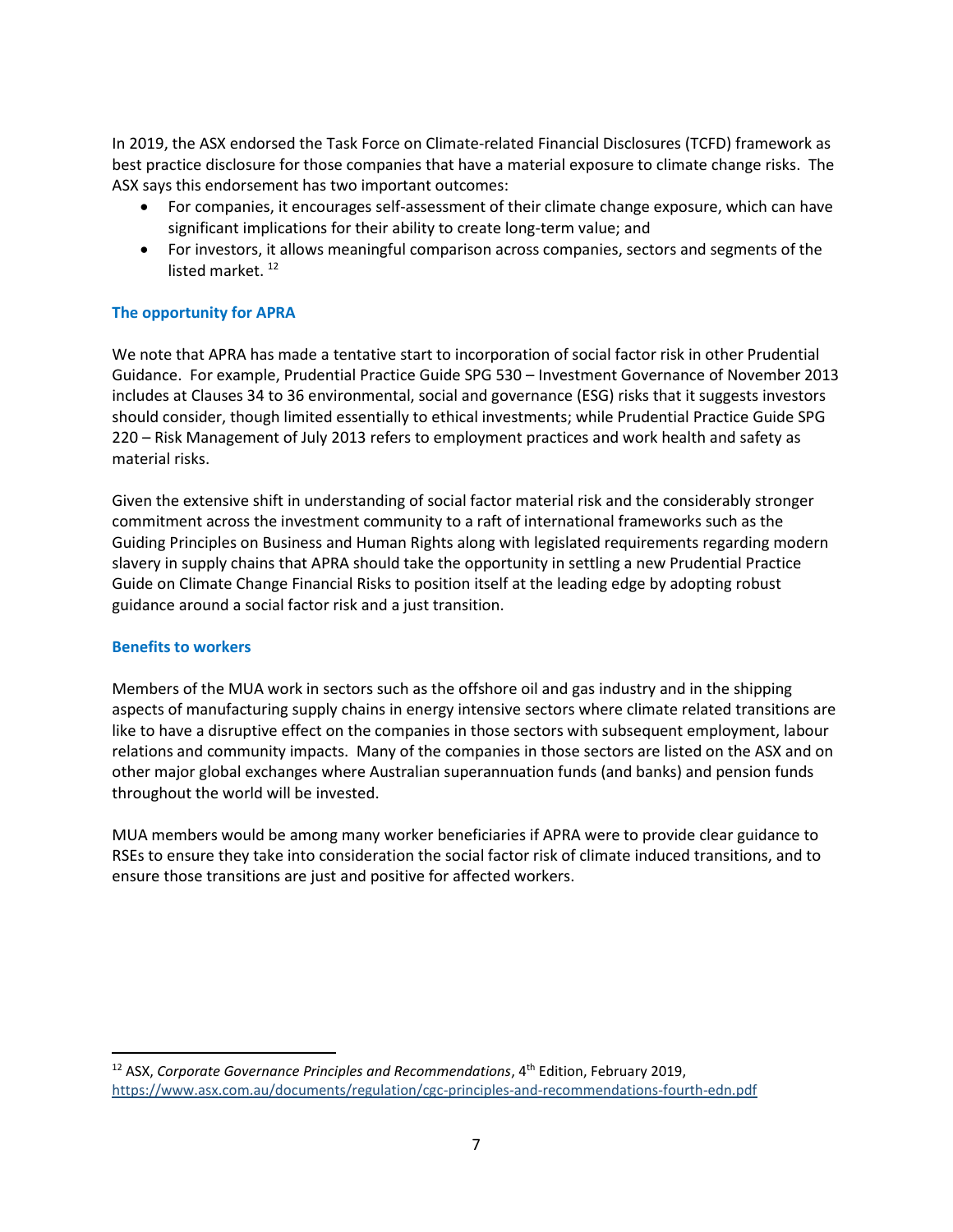In 2019, the ASX endorsed the Task Force on Climate-related Financial Disclosures (TCFD) framework as best practice disclosure for those companies that have a material exposure to climate change risks. The ASX says this endorsement has two important outcomes:

- For companies, it encourages self-assessment of their climate change exposure, which can have significant implications for their ability to create long-term value; and
- For investors, it allows meaningful comparison across companies, sectors and segments of the listed market. [12]

### The opportunity for APRA

We note that APRA has made a tentative start to incorporation of social factor risk in other Prudential Guidance. For example, Prudential Practice Guide SPG 530 – Investment Governance of November 2013 includes at Clauses 34 to 36 environmental, social and governance (ESG) risks that it suggests investors should consider, though limited essentially to ethical investments; while Prudential Practice Guide SPG 220 – Risk Management of July 2013 refers to employment practices and work health and safety as material risks.

Given the extensive shift in understanding of social factor material risk and the considerably stronger commitment across the investment community to a raft of international frameworks such as the Guiding Principles on Business and Human Rights along with legislated requirements regarding modern slavery in supply chains that APRA should take the opportunity in settling a new Prudential Practice Guide on Climate Change Financial Risks to position itself at the leading edge by adopting robust guidance around a social factor risk and a just transition.

### Benefits to workers

Members of the MUA work in sectors such as the offshore oil and gas industry and in the shipping aspects of manufacturing supply chains in energy intensive sectors where climate related transitions are like to have a disruptive effect on the companies in those sectors with subsequent employment, labour relations and community impacts. Many of the companies in those sectors are listed on the ASX and on other major global exchanges where Australian superannuation funds (and banks) and pension funds throughout the world will be invested.

MUA members would be among many worker beneficiaries if APRA were to provide clear guidance to RSEs to ensure they take into consideration the social factor risk of climate induced transitions, and to ensure those transitions are just and positive for affected workers.

---

[12] ASX, *Corporate Governance Principles and Recommendations*, 4th Edition, February 2019, https://www.asx.com.au/documents/regulation/cgc-principles-and-recommendations-fourth-edn.pdf